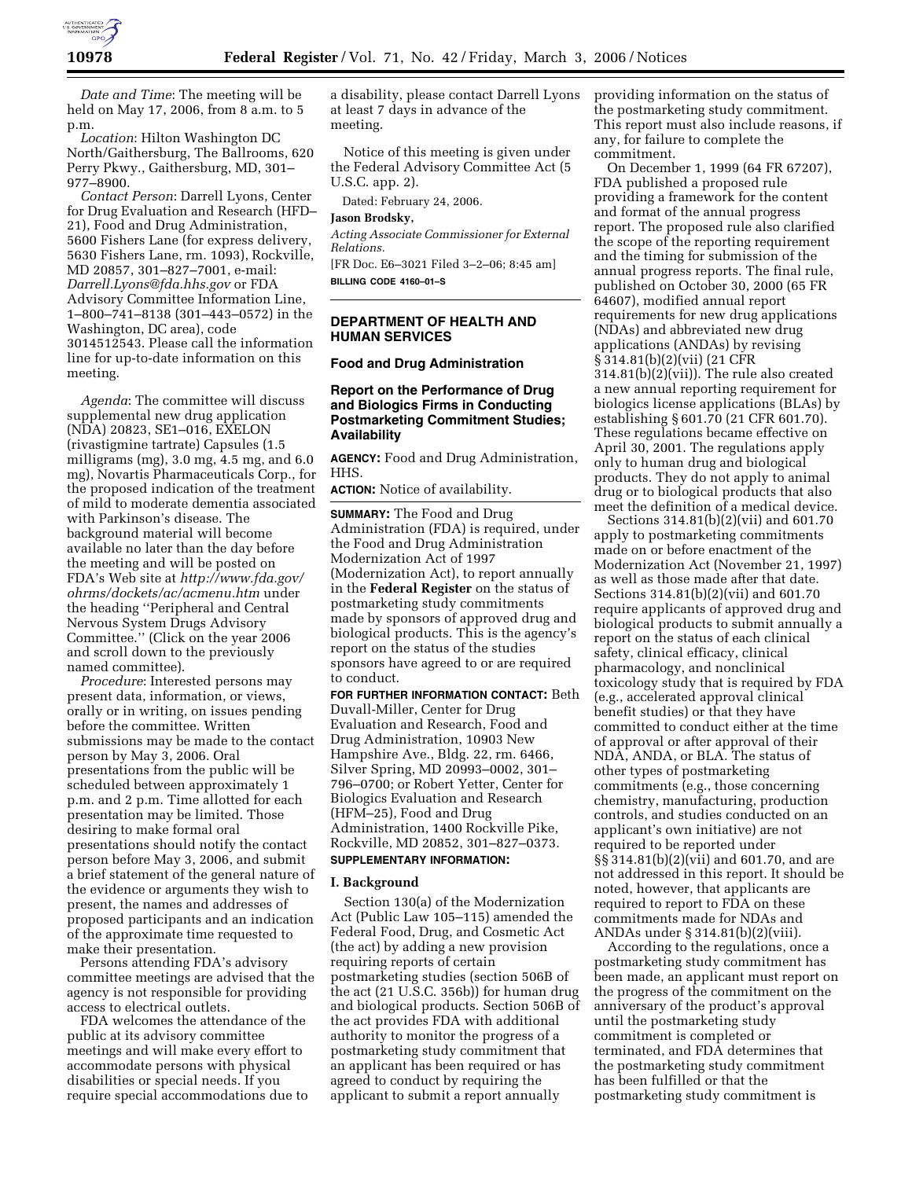*Date and Time*: The meeting will be held on May 17, 2006, from 8 a.m. to 5 p.m.

*Location*: Hilton Washington DC North/Gaithersburg, The Ballrooms, 620 Perry Pkwy., Gaithersburg, MD, 301–977–8900.

*Contact Person*: Darrell Lyons, Center for Drug Evaluation and Research (HFD–21), Food and Drug Administration, 5600 Fishers Lane (for express delivery, 5630 Fishers Lane, rm. 1093), Rockville, MD 20857, 301–827–7001, e-mail: *Darrell.Lyons@fda.hhs.gov* or FDA Advisory Committee Information Line, 1–800–741–8138 (301–443–0572) in the Washington, DC area), code 3014512543. Please call the information line for up-to-date information on this meeting.

*Agenda*: The committee will discuss supplemental new drug application (NDA) 20823, SE1–016, EXELON (rivastigmine tartrate) Capsules (1.5 milligrams (mg), 3.0 mg, 4.5 mg, and 6.0 mg), Novartis Pharmaceuticals Corp., for the proposed indication of the treatment of mild to moderate dementia associated with Parkinson's disease. The background material will become available no later than the day before the meeting and will be posted on FDA's Web site at *http://www.fda.gov/ohrms/dockets/ac/acmenu.htm* under the heading "Peripheral and Central Nervous System Drugs Advisory Committee." (Click on the year 2006 and scroll down to the previously named committee).

*Procedure*: Interested persons may present data, information, or views, orally or in writing, on issues pending before the committee. Written submissions may be made to the contact person by May 3, 2006. Oral presentations from the public will be scheduled between approximately 1 p.m. and 2 p.m. Time allotted for each presentation may be limited. Those desiring to make formal oral presentations should notify the contact person before May 3, 2006, and submit a brief statement of the general nature of the evidence or arguments they wish to present, the names and addresses of proposed participants and an indication of the approximate time requested to make their presentation.

Persons attending FDA's advisory committee meetings are advised that the agency is not responsible for providing access to electrical outlets.

FDA welcomes the attendance of the public at its advisory committee meetings and will make every effort to accommodate persons with physical disabilities or special needs. If you require special accommodations due to a disability, please contact Darrell Lyons at least 7 days in advance of the meeting.

Notice of this meeting is given under the Federal Advisory Committee Act (5 U.S.C. app. 2).

Dated: February 24, 2006.

**Jason Brodsky,**

*Acting Associate Commissioner for External Relations.*

[FR Doc. E6–3021 Filed 3–2–06; 8:45 am]

**BILLING CODE 4160–01–S**

---

## DEPARTMENT OF HEALTH AND HUMAN SERVICES

### Food and Drug Administration

### Report on the Performance of Drug and Biologics Firms in Conducting Postmarketing Commitment Studies; Availability

**AGENCY:** Food and Drug Administration, HHS.

**ACTION:** Notice of availability.

**SUMMARY:** The Food and Drug Administration (FDA) is required, under the Food and Drug Administration Modernization Act of 1997 (Modernization Act), to report annually in the **Federal Register** on the status of postmarketing study commitments made by sponsors of approved drug and biological products. This is the agency's report on the status of the studies sponsors have agreed to or are required to conduct.

**FOR FURTHER INFORMATION CONTACT:** Beth Duvall-Miller, Center for Drug Evaluation and Research, Food and Drug Administration, 10903 New Hampshire Ave., Bldg. 22, rm. 6466, Silver Spring, MD 20993–0002, 301–796–0700; or Robert Yetter, Center for Biologics Evaluation and Research (HFM–25), Food and Drug Administration, 1400 Rockville Pike, Rockville, MD 20852, 301–827–0373.

**SUPPLEMENTARY INFORMATION:**

#### I. Background

Section 130(a) of the Modernization Act (Public Law 105–115) amended the Federal Food, Drug, and Cosmetic Act (the act) by adding a new provision requiring reports of certain postmarketing studies (section 506B of the act (21 U.S.C. 356b)) for human drug and biological products. Section 506B of the act provides FDA with additional authority to monitor the progress of a postmarketing study commitment that an applicant has been required or has agreed to conduct by requiring the applicant to submit a report annually providing information on the status of the postmarketing study commitment. This report must also include reasons, if any, for failure to complete the commitment.

On December 1, 1999 (64 FR 67207), FDA published a proposed rule providing a framework for the content and format of the annual progress report. The proposed rule also clarified the scope of the reporting requirement and the timing for submission of the annual progress reports. The final rule, published on October 30, 2000 (65 FR 64607), modified annual report requirements for new drug applications (NDAs) and abbreviated new drug applications (ANDAs) by revising § 314.81(b)(2)(vii) (21 CFR 314.81(b)(2)(vii)). The rule also created a new annual reporting requirement for biologics license applications (BLAs) by establishing § 601.70 (21 CFR 601.70). These regulations became effective on April 30, 2001. The regulations apply only to human drug and biological products. They do not apply to animal drug or to biological products that also meet the definition of a medical device.

Sections 314.81(b)(2)(vii) and 601.70 apply to postmarketing commitments made on or before enactment of the Modernization Act (November 21, 1997) as well as those made after that date. Sections 314.81(b)(2)(vii) and 601.70 require applicants of approved drug and biological products to submit annually a report on the status of each clinical safety, clinical efficacy, clinical pharmacology, and nonclinical toxicology study that is required by FDA (e.g., accelerated approval clinical benefit studies) or that they have committed to conduct either at the time of approval or after approval of their NDA, ANDA, or BLA. The status of other types of postmarketing commitments (e.g., those concerning chemistry, manufacturing, production controls, and studies conducted on an applicant's own initiative) are not required to be reported under §§ 314.81(b)(2)(vii) and 601.70, and are not addressed in this report. It should be noted, however, that applicants are required to report to FDA on these commitments made for NDAs and ANDAs under § 314.81(b)(2)(viii).

According to the regulations, once a postmarketing study commitment has been made, an applicant must report on the progress of the commitment on the anniversary of the product's approval until the postmarketing study commitment is completed or terminated, and FDA determines that the postmarketing study commitment has been fulfilled or that the postmarketing study commitment is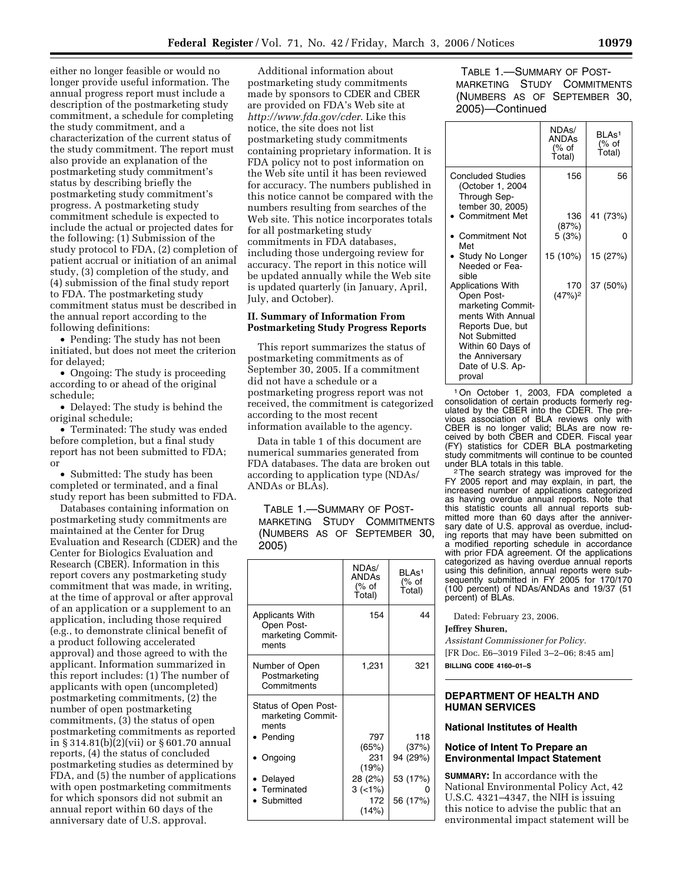either no longer feasible or would no longer provide useful information. The annual progress report must include a description of the postmarketing study commitment, a schedule for completing the study commitment, and a characterization of the current status of the study commitment. The report must also provide an explanation of the postmarketing study commitment's status by describing briefly the postmarketing study commitment's progress. A postmarketing study commitment schedule is expected to include the actual or projected dates for the following: (1) Submission of the study protocol to FDA, (2) completion of patient accrual or initiation of an animal study, (3) completion of the study, and (4) submission of the final study report to FDA. The postmarketing study commitment status must be described in the annual report according to the following definitions:

- Pending: The study has not been initiated, but does not meet the criterion for delayed;
- Ongoing: The study is proceeding according to or ahead of the original schedule;
- Delayed: The study is behind the original schedule;
- Terminated: The study was ended before completion, but a final study report has not been submitted to FDA; or
- Submitted: The study has been completed or terminated, and a final study report has been submitted to FDA.

Databases containing information on postmarketing study commitments are maintained at the Center for Drug Evaluation and Research (CDER) and the Center for Biologics Evaluation and Research (CBER). Information in this report covers any postmarketing study commitment that was made, in writing, at the time of approval or after approval of an application or a supplement to an application, including those required (e.g., to demonstrate clinical benefit of a product following accelerated approval) and those agreed to with the applicant. Information summarized in this report includes: (1) The number of applicants with open (uncompleted) postmarketing commitments, (2) the number of open postmarketing commitments, (3) the status of open postmarketing commitments as reported in § 314.81(b)(2)(vii) or § 601.70 annual reports, (4) the status of concluded postmarketing studies as determined by FDA, and (5) the number of applications with open postmarketing commitments for which sponsors did not submit an annual report within 60 days of the anniversary date of U.S. approval.

Additional information about postmarketing study commitments made by sponsors to CDER and CBER are provided on FDA's Web site at *http://www.fda.gov/cder*. Like this notice, the site does not list postmarketing study commitments containing proprietary information. It is FDA policy not to post information on the Web site until it has been reviewed for accuracy. The numbers published in this notice cannot be compared with the numbers resulting from searches of the Web site. This notice incorporates totals for all postmarketing study commitments in FDA databases, including those undergoing review for accuracy. The report in this notice will be updated annually while the Web site is updated quarterly (in January, April, July, and October).

## II. Summary of Information From Postmarketing Study Progress Reports

This report summarizes the status of postmarketing commitments as of September 30, 2005. If a commitment did not have a schedule or a postmarketing progress report was not received, the commitment is categorized according to the most recent information available to the agency.

Data in table 1 of this document are numerical summaries generated from FDA databases. The data are broken out according to application type (NDAs/ANDAs or BLAs).

TABLE 1.—SUMMARY OF POSTMARKETING STUDY COMMITMENTS (NUMBERS AS OF SEPTEMBER 30, 2005)

| | NDAs/ ANDAs (% of Total) | BLAs[1] (% of Total) |
|---|---|---|
| Applicants With Open Postmarketing Commitments | 154 | 44 |
| Number of Open Postmarketing Commitments | 1,231 | 321 |
| Status of Open Postmarketing Commitments | | |
| • Pending | 797 (65%) | 118 (37%) |
| • Ongoing | 231 (19%) | 94 (29%) |
| • Delayed | 28 (2%) | 53 (17%) |
| • Terminated | 3 (<1%) | 0 |
| • Submitted | 172 (14%) | 56 (17%) |
| Concluded Studies (October 1, 2004 Through September 30, 2005) | 156 | 56 |
| • Commitment Met | 136 (87%) | 41 (73%) |
| • Commitment Not Met | 5 (3%) | 0 |
| • Study No Longer Needed or Feasible | 15 (10%) | 15 (27%) |
| Applications With Open Postmarketing Commitments With Annual Reports Due, but Not Submitted Within 60 Days of the Anniversary Date of U.S. Approval | 170 (47%)[2] | 37 (50%) |

[1] On October 1, 2003, FDA completed a consolidation of certain products formerly regulated by the CBER into the CDER. The previous association of BLA reviews only with CBER is no longer valid; BLAs are now received by both CBER and CDER. Fiscal year (FY) statistics for CDER BLA postmarketing study commitments will continue to be counted under BLA totals in this table.

[2] The search strategy was improved for the FY 2005 report and may explain, in part, the increased number of applications categorized as having overdue annual reports. Note that this statistic counts all annual reports submitted more than 60 days after the anniversary date of U.S. approval as overdue, including reports that may have been submitted on a modified reporting schedule in accordance with prior FDA agreement. Of the applications categorized as having overdue annual reports using this definition, annual reports were subsequently submitted in FY 2005 for 170/170 (100 percent) of NDAs/ANDAs and 19/37 (51 percent) of BLAs.

Dated: February 23, 2006.

**Jeffrey Shuren,**

*Assistant Commissioner for Policy.*

[FR Doc. E6–3019 Filed 3–2–06; 8:45 am]

**BILLING CODE 4160–01–S**

## DEPARTMENT OF HEALTH AND HUMAN SERVICES

### National Institutes of Health

### Notice of Intent To Prepare an Environmental Impact Statement

**SUMMARY:** In accordance with the National Environmental Policy Act, 42 U.S.C. 4321–4347, the NIH is issuing this notice to advise the public that an environmental impact statement will be